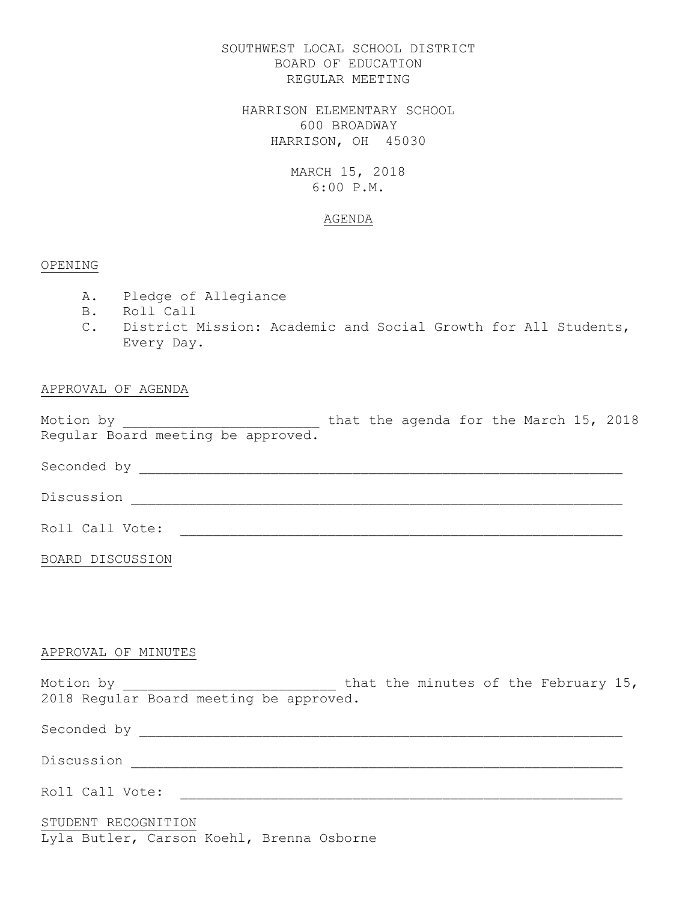SOUTHWEST LOCAL SCHOOL DISTRICT
BOARD OF EDUCATION
REGULAR MEETING

HARRISON ELEMENTARY SCHOOL
600 BROADWAY
HARRISON, OH 45030

MARCH 15, 2018
6:00 P.M.

## AGENDA

### OPENING

A. Pledge of Allegiance
B. Roll Call
C. District Mission: Academic and Social Growth for All Students, Every Day.

### APPROVAL OF AGENDA

Motion by ________________________ that the agenda for the March 15, 2018 Regular Board meeting be approved.

Seconded by ____________________________________________________________

Discussion _____________________________________________________________

Roll Call Vote: _______________________________________________________

### BOARD DISCUSSION

### APPROVAL OF MINUTES

Motion by __________________________ that the minutes of the February 15, 2018 Regular Board meeting be approved.

Seconded by ____________________________________________________________

Discussion _____________________________________________________________

Roll Call Vote: _______________________________________________________

### STUDENT RECOGNITION

Lyla Butler, Carson Koehl, Brenna Osborne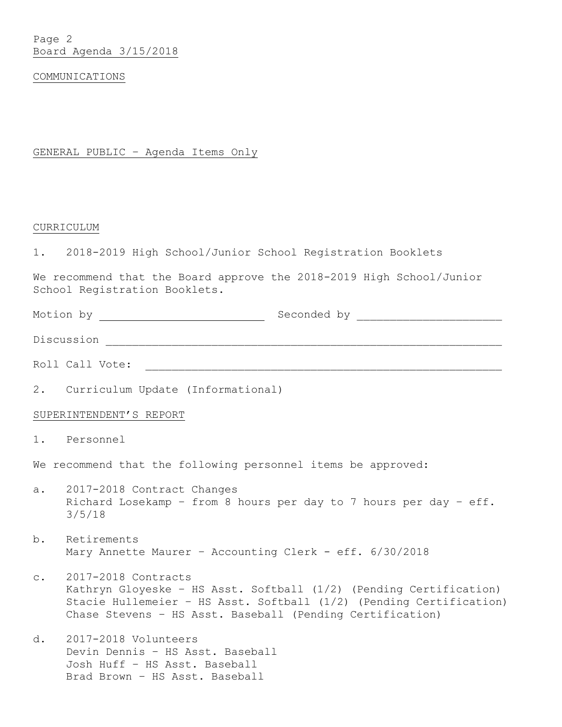Board Agenda 3/15/2018

COMMUNICATIONS

GENERAL PUBLIC – Agenda Items Only

CURRICULUM

1. 2018-2019 High School/Junior School Registration Booklets

We recommend that the Board approve the 2018-2019 High School/Junior School Registration Booklets.

Motion by _________________________ Seconded by _____________________

Discussion ____________________________________________________________

Roll Call Vote: _______________________________________________________

2. Curriculum Update (Informational)

SUPERINTENDENT'S REPORT

1. Personnel

We recommend that the following personnel items be approved:

a. 2017-2018 Contract Changes
   Richard Losekamp – from 8 hours per day to 7 hours per day – eff. 3/5/18

b. Retirements
   Mary Annette Maurer – Accounting Clerk - eff. 6/30/2018

c. 2017-2018 Contracts
   Kathryn Gloyeske – HS Asst. Softball (1/2) (Pending Certification)
   Stacie Hullemeier – HS Asst. Softball (1/2) (Pending Certification)
   Chase Stevens – HS Asst. Baseball (Pending Certification)

d. 2017-2018 Volunteers
   Devin Dennis – HS Asst. Baseball
   Josh Huff – HS Asst. Baseball
   Brad Brown – HS Asst. Baseball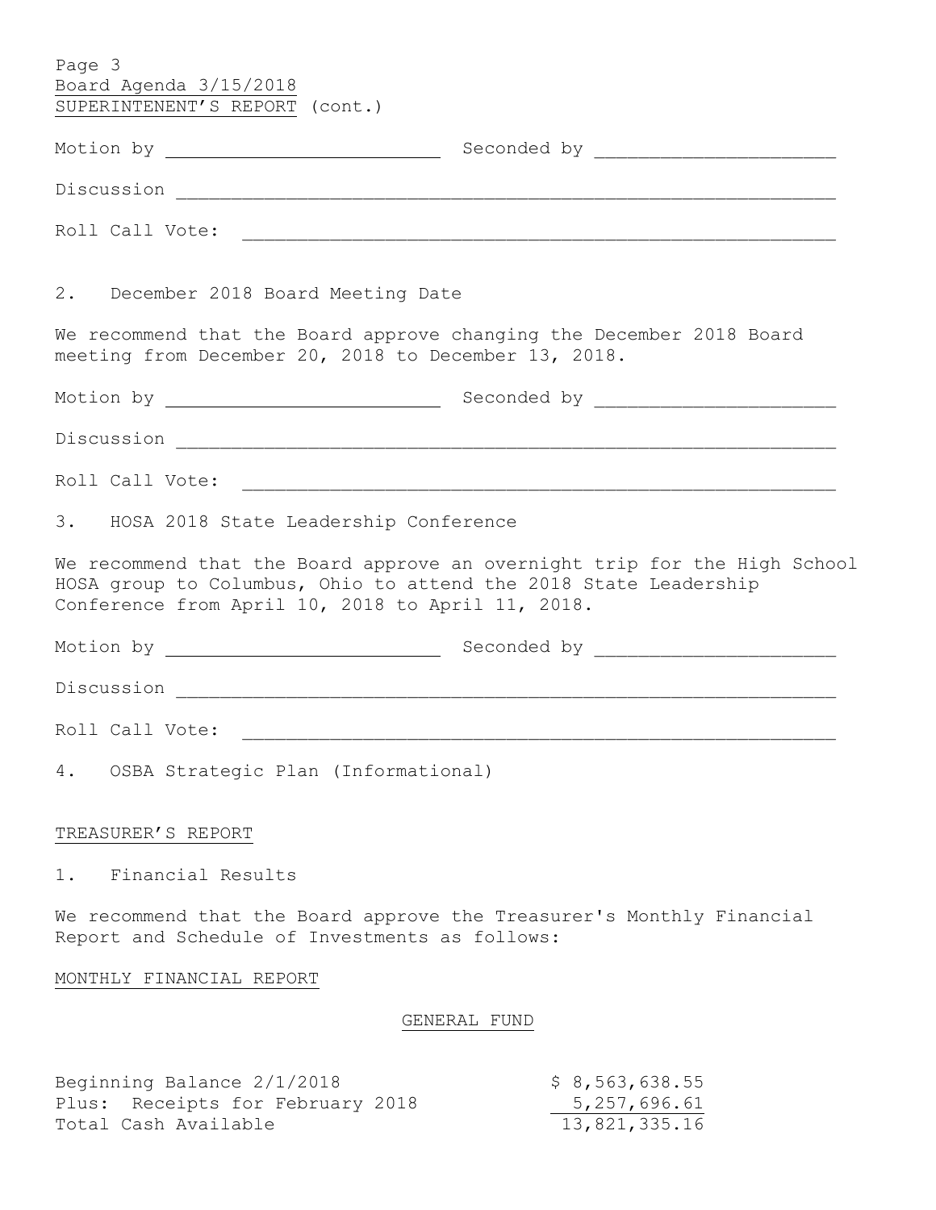Board Agenda 3/15/2018
SUPERINTENENT'S REPORT (cont.)

Motion by ________________________ Seconded by ____________________

Discussion ___________________________________________________________

Roll Call Vote: ______________________________________________________

2. December 2018 Board Meeting Date

We recommend that the Board approve changing the December 2018 Board meeting from December 20, 2018 to December 13, 2018.

Motion by ________________________ Seconded by ____________________

Discussion ___________________________________________________________

Roll Call Vote: ______________________________________________________

3. HOSA 2018 State Leadership Conference

We recommend that the Board approve an overnight trip for the High School HOSA group to Columbus, Ohio to attend the 2018 State Leadership Conference from April 10, 2018 to April 11, 2018.

Motion by ________________________ Seconded by ____________________

Discussion ___________________________________________________________

Roll Call Vote: ______________________________________________________

4. OSBA Strategic Plan (Informational)

TREASURER'S REPORT

1. Financial Results

We recommend that the Board approve the Treasurer's Monthly Financial Report and Schedule of Investments as follows:

MONTHLY FINANCIAL REPORT

GENERAL FUND

| | |
|---|---|
| Beginning Balance 2/1/2018 | $ 8,563,638.55 |
| Plus: Receipts for February 2018 | 5,257,696.61 |
| Total Cash Available | 13,821,335.16 |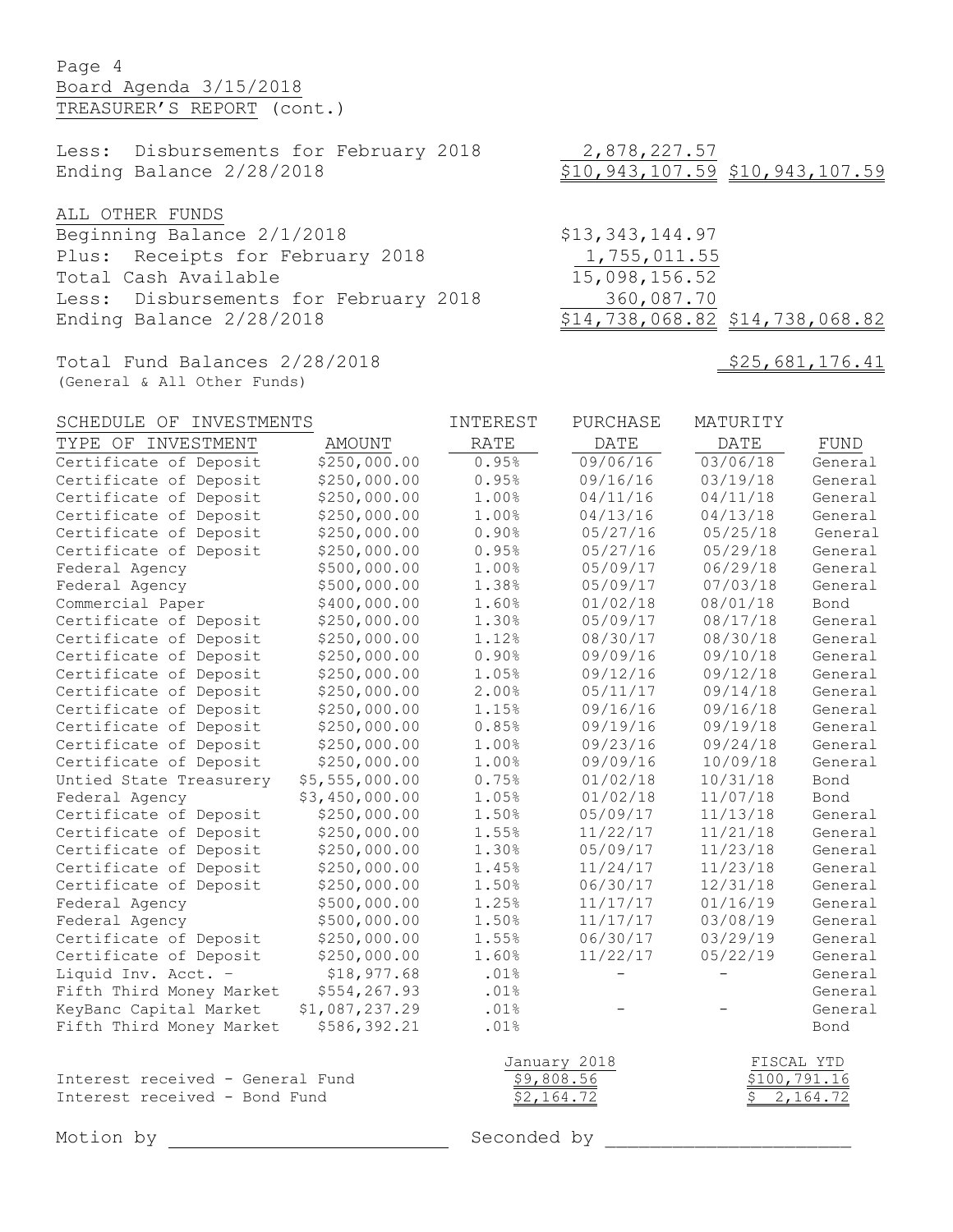Board Agenda 3/15/2018

TREASURER'S REPORT (cont.)

| | | |
|---|---|---|
| Less: Disbursements for February 2018 | 2,878,227.57 | |
| Ending Balance 2/28/2018 | $10,943,107.59 | $10,943,107.59 |

ALL OTHER FUNDS

| | | |
|---|---|---|
| Beginning Balance 2/1/2018 | $13,343,144.97 | |
| Plus: Receipts for February 2018 | 1,755,011.55 | |
| Total Cash Available | 15,098,156.52 | |
| Less: Disbursements for February 2018 | 360,087.70 | |
| Ending Balance 2/28/2018 | $14,738,068.82 | $14,738,068.82 |

| | |
|---|---|
| Total Fund Balances 2/28/2018 (General & All Other Funds) | $25,681,176.41 |

SCHEDULE OF INVESTMENTS

| TYPE OF INVESTMENT | AMOUNT | INTEREST RATE | PURCHASE DATE | MATURITY DATE | FUND |
|---|---|---|---|---|---|
| Certificate of Deposit | $250,000.00 | 0.95% | 09/06/16 | 03/06/18 | General |
| Certificate of Deposit | $250,000.00 | 0.95% | 09/16/16 | 03/19/18 | General |
| Certificate of Deposit | $250,000.00 | 1.00% | 04/11/16 | 04/11/18 | General |
| Certificate of Deposit | $250,000.00 | 1.00% | 04/13/16 | 04/13/18 | General |
| Certificate of Deposit | $250,000.00 | 0.90% | 05/27/16 | 05/25/18 | General |
| Certificate of Deposit | $250,000.00 | 0.95% | 05/27/16 | 05/29/18 | General |
| Federal Agency | $500,000.00 | 1.00% | 05/09/17 | 06/29/18 | General |
| Federal Agency | $500,000.00 | 1.38% | 05/09/17 | 07/03/18 | General |
| Commercial Paper | $400,000.00 | 1.60% | 01/02/18 | 08/01/18 | Bond |
| Certificate of Deposit | $250,000.00 | 1.30% | 05/09/17 | 08/17/18 | General |
| Certificate of Deposit | $250,000.00 | 1.12% | 08/30/17 | 08/30/18 | General |
| Certificate of Deposit | $250,000.00 | 0.90% | 09/09/16 | 09/10/18 | General |
| Certificate of Deposit | $250,000.00 | 1.05% | 09/12/16 | 09/12/18 | General |
| Certificate of Deposit | $250,000.00 | 2.00% | 05/11/17 | 09/14/18 | General |
| Certificate of Deposit | $250,000.00 | 1.15% | 09/16/16 | 09/16/18 | General |
| Certificate of Deposit | $250,000.00 | 0.85% | 09/19/16 | 09/19/18 | General |
| Certificate of Deposit | $250,000.00 | 1.00% | 09/23/16 | 09/24/18 | General |
| Certificate of Deposit | $250,000.00 | 1.00% | 09/09/16 | 10/09/18 | General |
| Untied State Treasurery | $5,555,000.00 | 0.75% | 01/02/18 | 10/31/18 | Bond |
| Federal Agency | $3,450,000.00 | 1.05% | 01/02/18 | 11/07/18 | Bond |
| Certificate of Deposit | $250,000.00 | 1.50% | 05/09/17 | 11/13/18 | General |
| Certificate of Deposit | $250,000.00 | 1.55% | 11/22/17 | 11/21/18 | General |
| Certificate of Deposit | $250,000.00 | 1.30% | 05/09/17 | 11/23/18 | General |
| Certificate of Deposit | $250,000.00 | 1.45% | 11/24/17 | 11/23/18 | General |
| Certificate of Deposit | $250,000.00 | 1.50% | 06/30/17 | 12/31/18 | General |
| Federal Agency | $500,000.00 | 1.25% | 11/17/17 | 01/16/19 | General |
| Federal Agency | $500,000.00 | 1.50% | 11/17/17 | 03/08/19 | General |
| Certificate of Deposit | $250,000.00 | 1.55% | 06/30/17 | 03/29/19 | General |
| Certificate of Deposit | $250,000.00 | 1.60% | 11/22/17 | 05/22/19 | General |
| Liquid Inv. Acct. - | $18,977.68 | .01% | - | - | General |
| Fifth Third Money Market | $554,267.93 | .01% | | | General |
| KeyBanc Capital Market | $1,087,237.29 | .01% | - | - | General |
| Fifth Third Money Market | $586,392.21 | .01% | | | Bond |

| | January 2018 | FISCAL YTD |
|---|---|---|
| Interest received - General Fund | $9,808.56 | $100,791.16 |
| Interest received - Bond Fund | $2,164.72 | $ 2,164.72 |

Motion by \_\_\_\_\_\_\_\_\_\_\_\_\_\_\_\_\_\_\_\_\_\_\_\_ Seconded by \_\_\_\_\_\_\_\_\_\_\_\_\_\_\_\_\_\_\_\_\_\_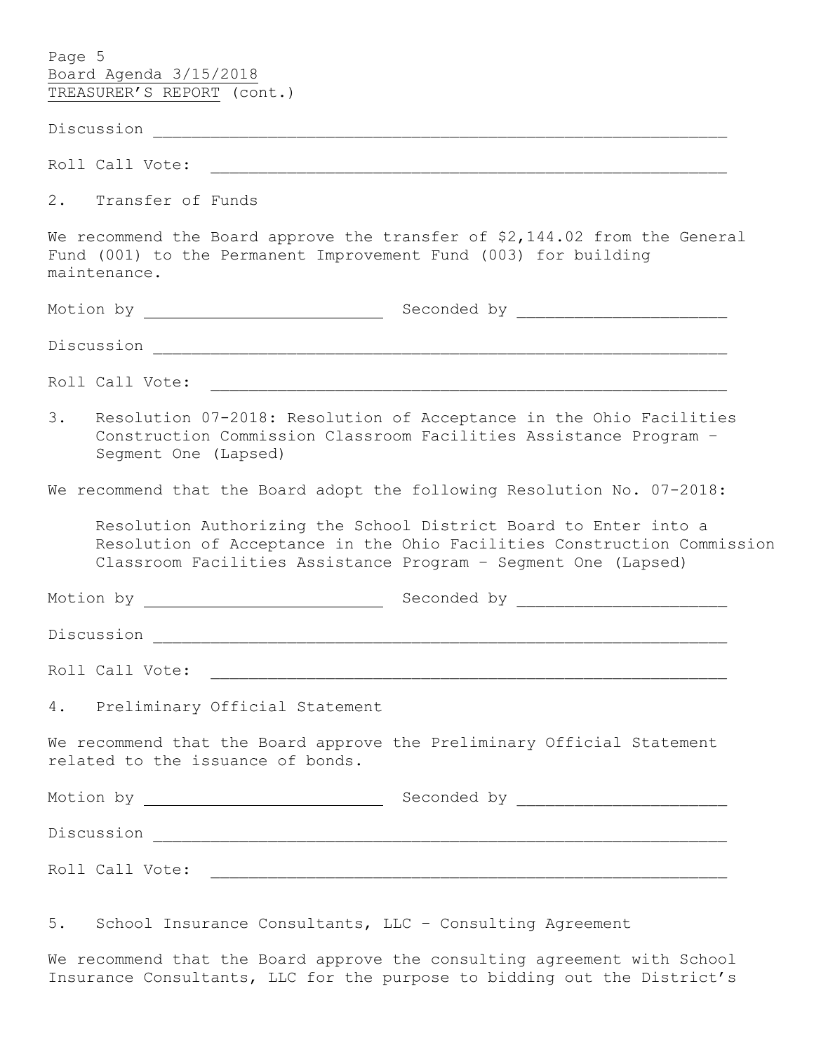Page 5
Board Agenda 3/15/2018
TREASURER'S REPORT (cont.)

Discussion ____________________________________________________________

Roll Call Vote: ______________________________________________________

2. Transfer of Funds

We recommend the Board approve the transfer of $2,144.02 from the General Fund (001) to the Permanent Improvement Fund (003) for building maintenance.

Motion by ________________________ Seconded by _____________________

Discussion ____________________________________________________________

Roll Call Vote: ______________________________________________________

3. Resolution 07-2018: Resolution of Acceptance in the Ohio Facilities Construction Commission Classroom Facilities Assistance Program – Segment One (Lapsed)

We recommend that the Board adopt the following Resolution No. 07-2018:

> Resolution Authorizing the School District Board to Enter into a Resolution of Acceptance in the Ohio Facilities Construction Commission Classroom Facilities Assistance Program – Segment One (Lapsed)

Motion by ________________________ Seconded by _____________________

Discussion ____________________________________________________________

Roll Call Vote: ______________________________________________________

4. Preliminary Official Statement

We recommend that the Board approve the Preliminary Official Statement related to the issuance of bonds.

Motion by ________________________ Seconded by _____________________

Discussion ____________________________________________________________

Roll Call Vote: ______________________________________________________

5. School Insurance Consultants, LLC – Consulting Agreement

We recommend that the Board approve the consulting agreement with School Insurance Consultants, LLC for the purpose to bidding out the District's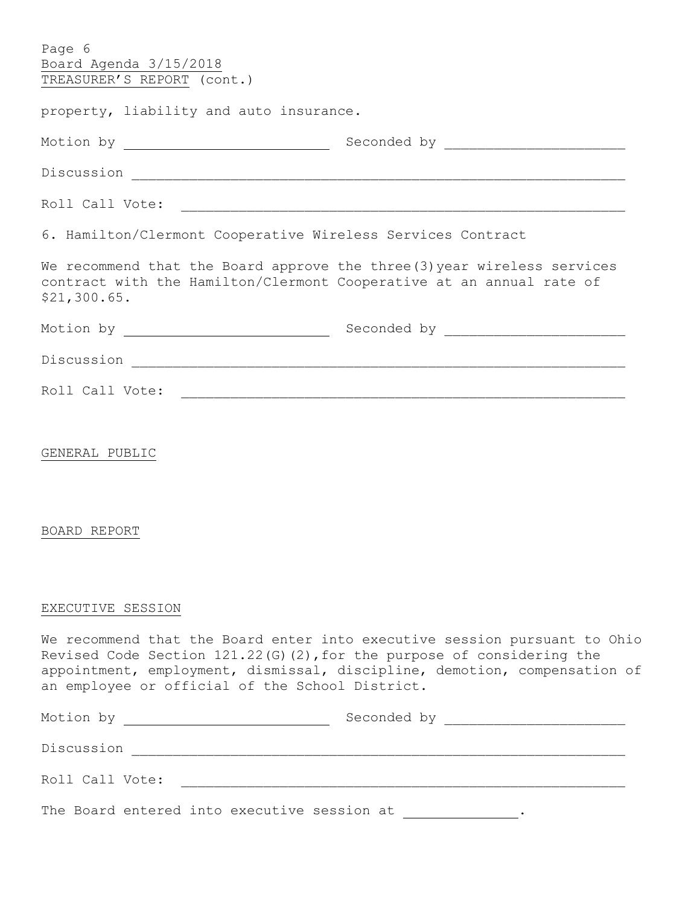property, liability and auto insurance.

Motion by __________________________ Seconded by ______________________

Discussion ______________________________________________________________

Roll Call Vote: _________________________________________________________

6. Hamilton/Clermont Cooperative Wireless Services Contract

We recommend that the Board approve the three(3)year wireless services contract with the Hamilton/Clermont Cooperative at an annual rate of $21,300.65.

Motion by __________________________ Seconded by ______________________

Discussion ______________________________________________________________

Roll Call Vote: _________________________________________________________

GENERAL PUBLIC

BOARD REPORT

EXECUTIVE SESSION

We recommend that the Board enter into executive session pursuant to Ohio Revised Code Section 121.22(G)(2),for the purpose of considering the appointment, employment, dismissal, discipline, demotion, compensation of an employee or official of the School District.

Motion by __________________________ Seconded by ______________________

Discussion ______________________________________________________________

Roll Call Vote: _________________________________________________________

The Board entered into executive session at ______________.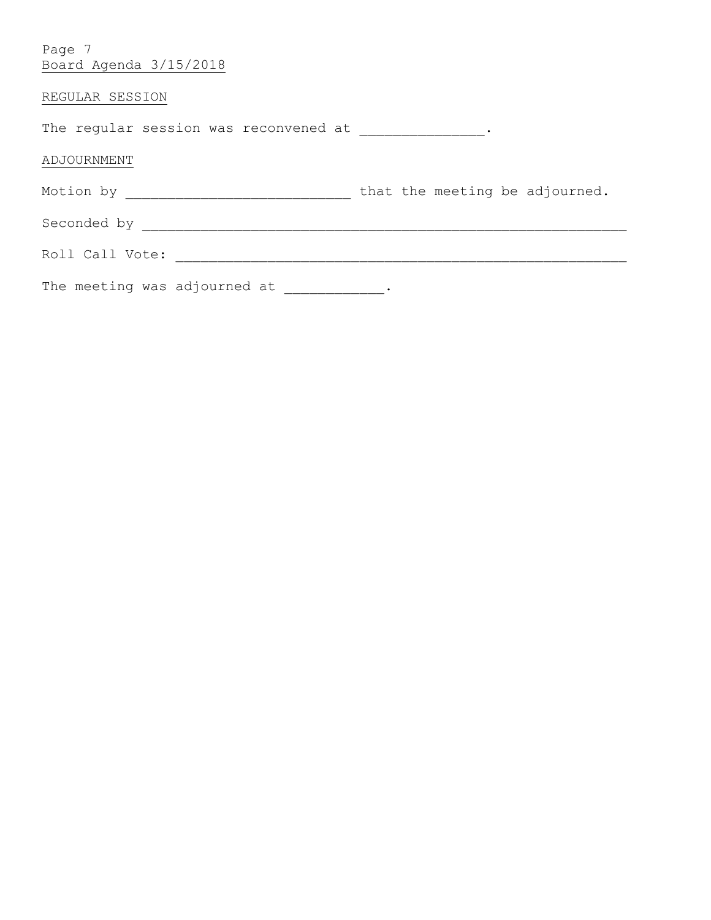REGULAR SESSION

The regular session was reconvened at _______________.

ADJOURNMENT

Motion by ___________________________ that the meeting be adjourned.

Seconded by ____________________________________________________________

Roll Call Vote: ______________________________________________________

The meeting was adjourned at ____________.